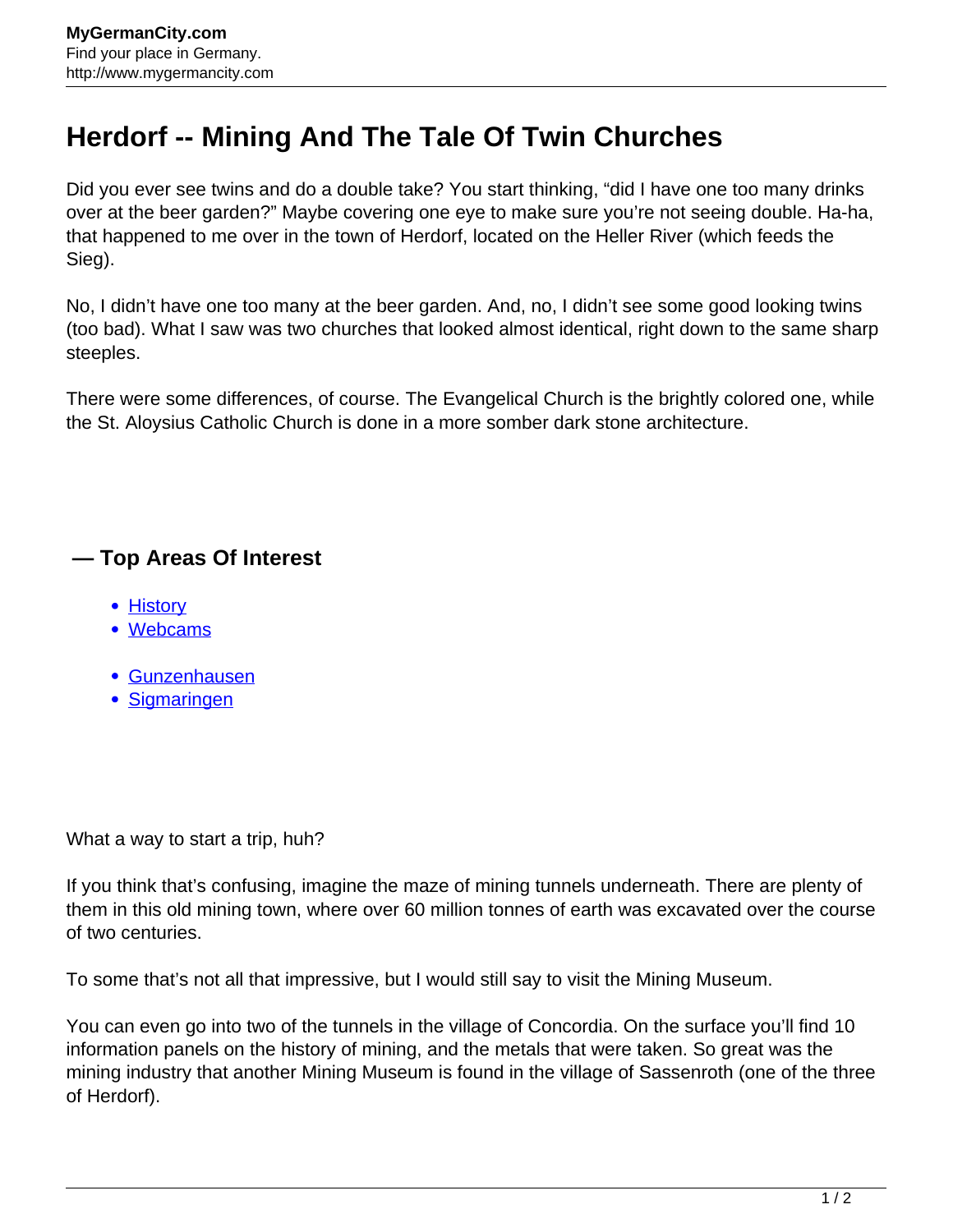# Herdorf -- Mining And The Tale Of Twin Churches

Did you ever see twins and do a double take? You start thinking, “did I have one too many drinks over at the beer garden?” Maybe covering one eye to make sure you’re not seeing double. Ha-ha, that happened to me over in the town of Herdorf, located on the Heller River (which feeds the Sieg).

No, I didn’t have one too many at the beer garden. And, no, I didn’t see some good looking twins (too bad). What I saw was two churches that looked almost identical, right down to the same sharp steeples.

There were some differences, of course. The Evangelical Church is the brightly colored one, while the St. Aloysius Catholic Church is done in a more somber dark stone architecture.

### — Top Areas Of Interest

- History
- Webcams

- Gunzenhausen
- Sigmaringen

What a way to start a trip, huh?

If you think that’s confusing, imagine the maze of mining tunnels underneath. There are plenty of them in this old mining town, where over 60 million tonnes of earth was excavated over the course of two centuries.

To some that’s not all that impressive, but I would still say to visit the Mining Museum.

You can even go into two of the tunnels in the village of Concordia. On the surface you’ll find 10 information panels on the history of mining, and the metals that were taken. So great was the mining industry that another Mining Museum is found in the village of Sassenroth (one of the three of Herdorf).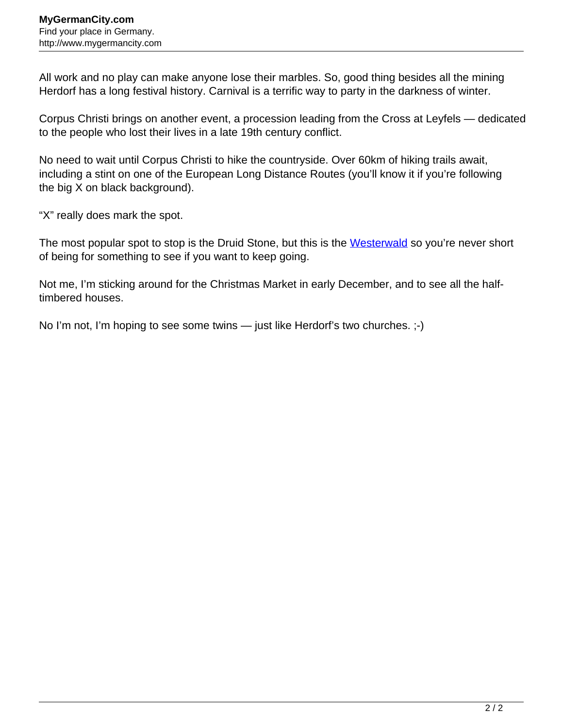All work and no play can make anyone lose their marbles. So, good thing besides all the mining Herdorf has a long festival history. Carnival is a terrific way to party in the darkness of winter.

Corpus Christi brings on another event, a procession leading from the Cross at Leyfels — dedicated to the people who lost their lives in a late 19th century conflict.

No need to wait until Corpus Christi to hike the countryside. Over 60km of hiking trails await, including a stint on one of the European Long Distance Routes (you'll know it if you're following the big X on black background).

"X" really does mark the spot.

The most popular spot to stop is the Druid Stone, but this is the [Westerwald](http://www.mygermancity.com) so you're never short of being for something to see if you want to keep going.

Not me, I'm sticking around for the Christmas Market in early December, and to see all the half-timbered houses.

No I'm not, I'm hoping to see some twins — just like Herdorf's two churches. ;-)